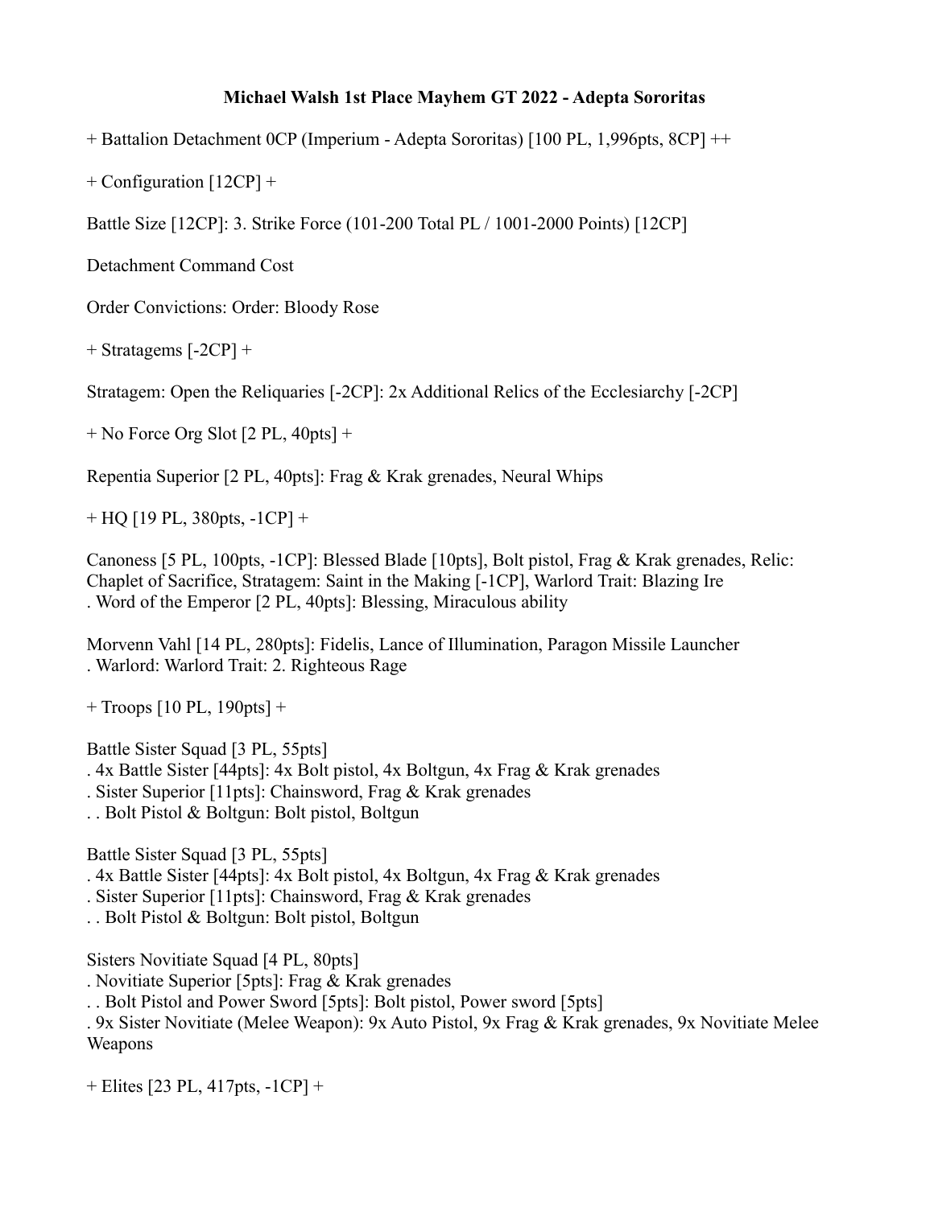**Michael Walsh 1st Place Mayhem GT 2022 - Adepta Sororitas**

+ Battalion Detachment 0CP (Imperium - Adepta Sororitas) [100 PL, 1,996pts, 8CP] ++

+ Configuration [12CP] +

Battle Size [12CP]: 3. Strike Force (101-200 Total PL / 1001-2000 Points) [12CP]

Detachment Command Cost

Order Convictions: Order: Bloody Rose

+ Stratagems [-2CP] +

Stratagem: Open the Reliquaries [-2CP]: 2x Additional Relics of the Ecclesiarchy [-2CP]

+ No Force Org Slot [2 PL, 40pts] +

Repentia Superior [2 PL, 40pts]: Frag & Krak grenades, Neural Whips

+ HQ [19 PL, 380pts, -1CP] +

Canoness [5 PL, 100pts, -1CP]: Blessed Blade [10pts], Bolt pistol, Frag & Krak grenades, Relic: Chaplet of Sacrifice, Stratagem: Saint in the Making [-1CP], Warlord Trait: Blazing Ire
. Word of the Emperor [2 PL, 40pts]: Blessing, Miraculous ability

Morvenn Vahl [14 PL, 280pts]: Fidelis, Lance of Illumination, Paragon Missile Launcher
. Warlord: Warlord Trait: 2. Righteous Rage

+ Troops [10 PL, 190pts] +

Battle Sister Squad [3 PL, 55pts]
. 4x Battle Sister [44pts]: 4x Bolt pistol, 4x Boltgun, 4x Frag & Krak grenades
. Sister Superior [11pts]: Chainsword, Frag & Krak grenades
. . Bolt Pistol & Boltgun: Bolt pistol, Boltgun

Battle Sister Squad [3 PL, 55pts]
. 4x Battle Sister [44pts]: 4x Bolt pistol, 4x Boltgun, 4x Frag & Krak grenades
. Sister Superior [11pts]: Chainsword, Frag & Krak grenades
. . Bolt Pistol & Boltgun: Bolt pistol, Boltgun

Sisters Novitiate Squad [4 PL, 80pts]
. Novitiate Superior [5pts]: Frag & Krak grenades
. . Bolt Pistol and Power Sword [5pts]: Bolt pistol, Power sword [5pts]
. 9x Sister Novitiate (Melee Weapon): 9x Auto Pistol, 9x Frag & Krak grenades, 9x Novitiate Melee Weapons

+ Elites [23 PL, 417pts, -1CP] +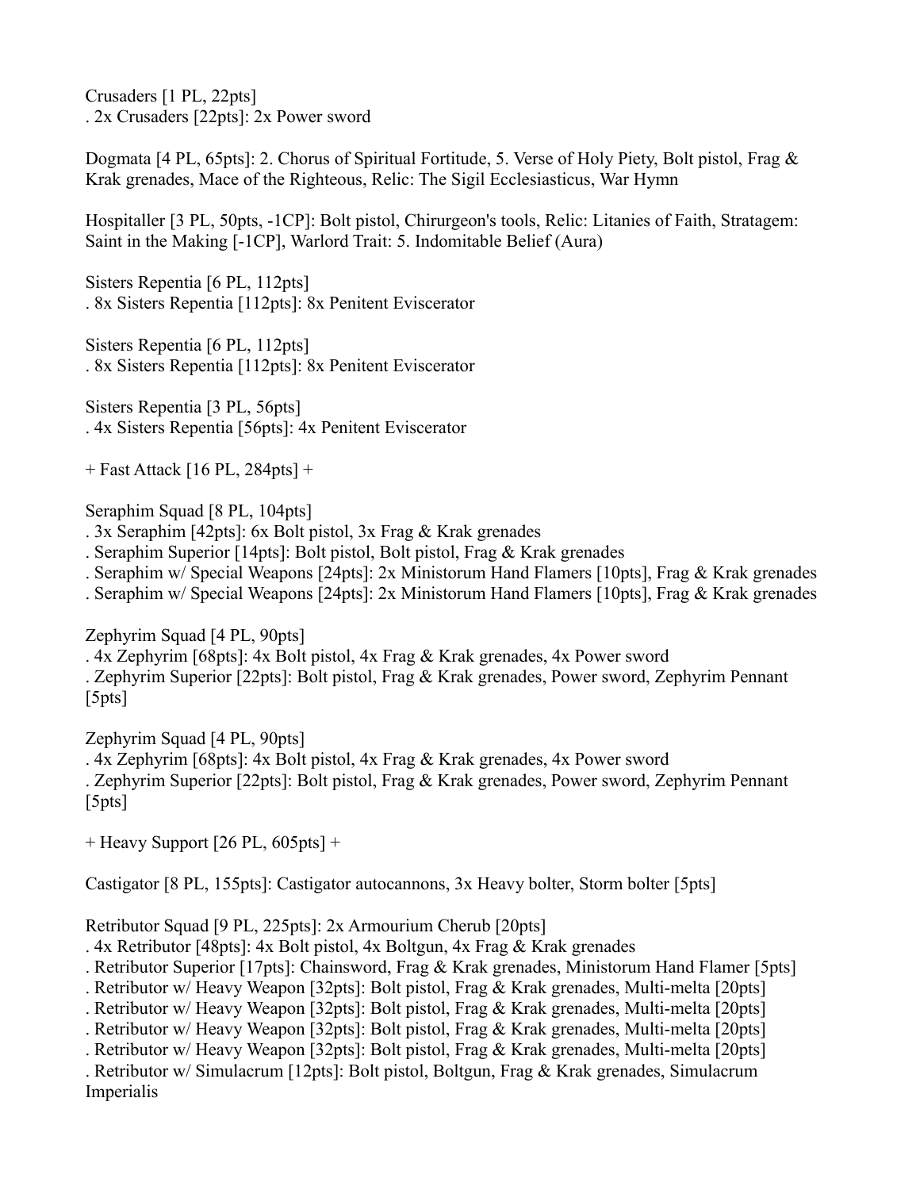Crusaders [1 PL, 22pts]
. 2x Crusaders [22pts]: 2x Power sword

Dogmata [4 PL, 65pts]: 2. Chorus of Spiritual Fortitude, 5. Verse of Holy Piety, Bolt pistol, Frag & Krak grenades, Mace of the Righteous, Relic: The Sigil Ecclesiasticus, War Hymn

Hospitaller [3 PL, 50pts, -1CP]: Bolt pistol, Chirurgeon's tools, Relic: Litanies of Faith, Stratagem: Saint in the Making [-1CP], Warlord Trait: 5. Indomitable Belief (Aura)

Sisters Repentia [6 PL, 112pts]
. 8x Sisters Repentia [112pts]: 8x Penitent Eviscerator

Sisters Repentia [6 PL, 112pts]
. 8x Sisters Repentia [112pts]: 8x Penitent Eviscerator

Sisters Repentia [3 PL, 56pts]
. 4x Sisters Repentia [56pts]: 4x Penitent Eviscerator

+ Fast Attack [16 PL, 284pts] +

Seraphim Squad [8 PL, 104pts]
. 3x Seraphim [42pts]: 6x Bolt pistol, 3x Frag & Krak grenades
. Seraphim Superior [14pts]: Bolt pistol, Bolt pistol, Frag & Krak grenades
. Seraphim w/ Special Weapons [24pts]: 2x Ministorum Hand Flamers [10pts], Frag & Krak grenades
. Seraphim w/ Special Weapons [24pts]: 2x Ministorum Hand Flamers [10pts], Frag & Krak grenades

Zephyrim Squad [4 PL, 90pts]
. 4x Zephyrim [68pts]: 4x Bolt pistol, 4x Frag & Krak grenades, 4x Power sword
. Zephyrim Superior [22pts]: Bolt pistol, Frag & Krak grenades, Power sword, Zephyrim Pennant [5pts]

Zephyrim Squad [4 PL, 90pts]
. 4x Zephyrim [68pts]: 4x Bolt pistol, 4x Frag & Krak grenades, 4x Power sword
. Zephyrim Superior [22pts]: Bolt pistol, Frag & Krak grenades, Power sword, Zephyrim Pennant [5pts]

+ Heavy Support [26 PL, 605pts] +

Castigator [8 PL, 155pts]: Castigator autocannons, 3x Heavy bolter, Storm bolter [5pts]

Retributor Squad [9 PL, 225pts]: 2x Armourium Cherub [20pts]
. 4x Retributor [48pts]: 4x Bolt pistol, 4x Boltgun, 4x Frag & Krak grenades
. Retributor Superior [17pts]: Chainsword, Frag & Krak grenades, Ministorum Hand Flamer [5pts]
. Retributor w/ Heavy Weapon [32pts]: Bolt pistol, Frag & Krak grenades, Multi-melta [20pts]
. Retributor w/ Heavy Weapon [32pts]: Bolt pistol, Frag & Krak grenades, Multi-melta [20pts]
. Retributor w/ Heavy Weapon [32pts]: Bolt pistol, Frag & Krak grenades, Multi-melta [20pts]
. Retributor w/ Heavy Weapon [32pts]: Bolt pistol, Frag & Krak grenades, Multi-melta [20pts]
. Retributor w/ Simulacrum [12pts]: Bolt pistol, Boltgun, Frag & Krak grenades, Simulacrum Imperialis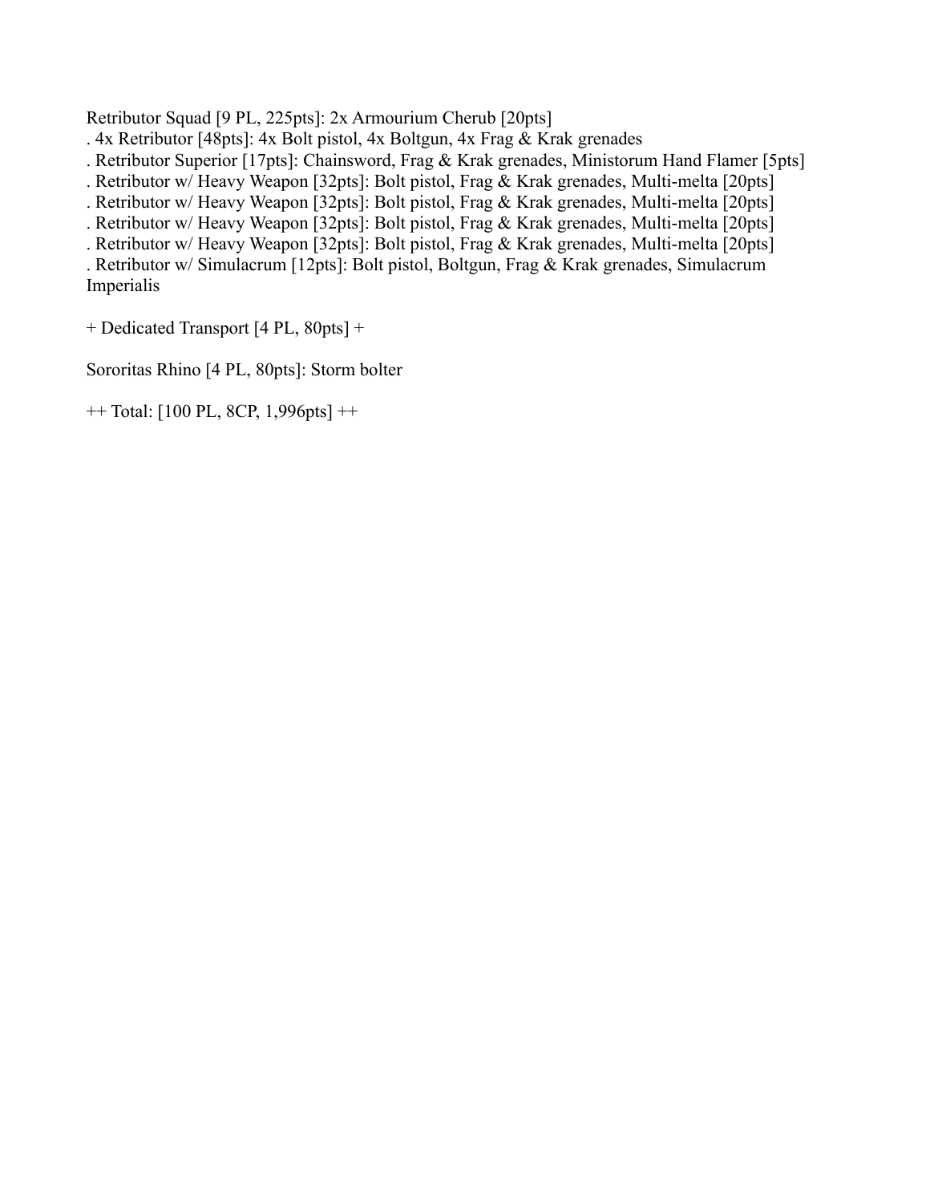Retributor Squad [9 PL, 225pts]: 2x Armourium Cherub [20pts]
. 4x Retributor [48pts]: 4x Bolt pistol, 4x Boltgun, 4x Frag & Krak grenades
. Retributor Superior [17pts]: Chainsword, Frag & Krak grenades, Ministorum Hand Flamer [5pts]
. Retributor w/ Heavy Weapon [32pts]: Bolt pistol, Frag & Krak grenades, Multi-melta [20pts]
. Retributor w/ Heavy Weapon [32pts]: Bolt pistol, Frag & Krak grenades, Multi-melta [20pts]
. Retributor w/ Heavy Weapon [32pts]: Bolt pistol, Frag & Krak grenades, Multi-melta [20pts]
. Retributor w/ Heavy Weapon [32pts]: Bolt pistol, Frag & Krak grenades, Multi-melta [20pts]
. Retributor w/ Simulacrum [12pts]: Bolt pistol, Boltgun, Frag & Krak grenades, Simulacrum Imperialis

+ Dedicated Transport [4 PL, 80pts] +

Sororitas Rhino [4 PL, 80pts]: Storm bolter

++ Total: [100 PL, 8CP, 1,996pts] ++